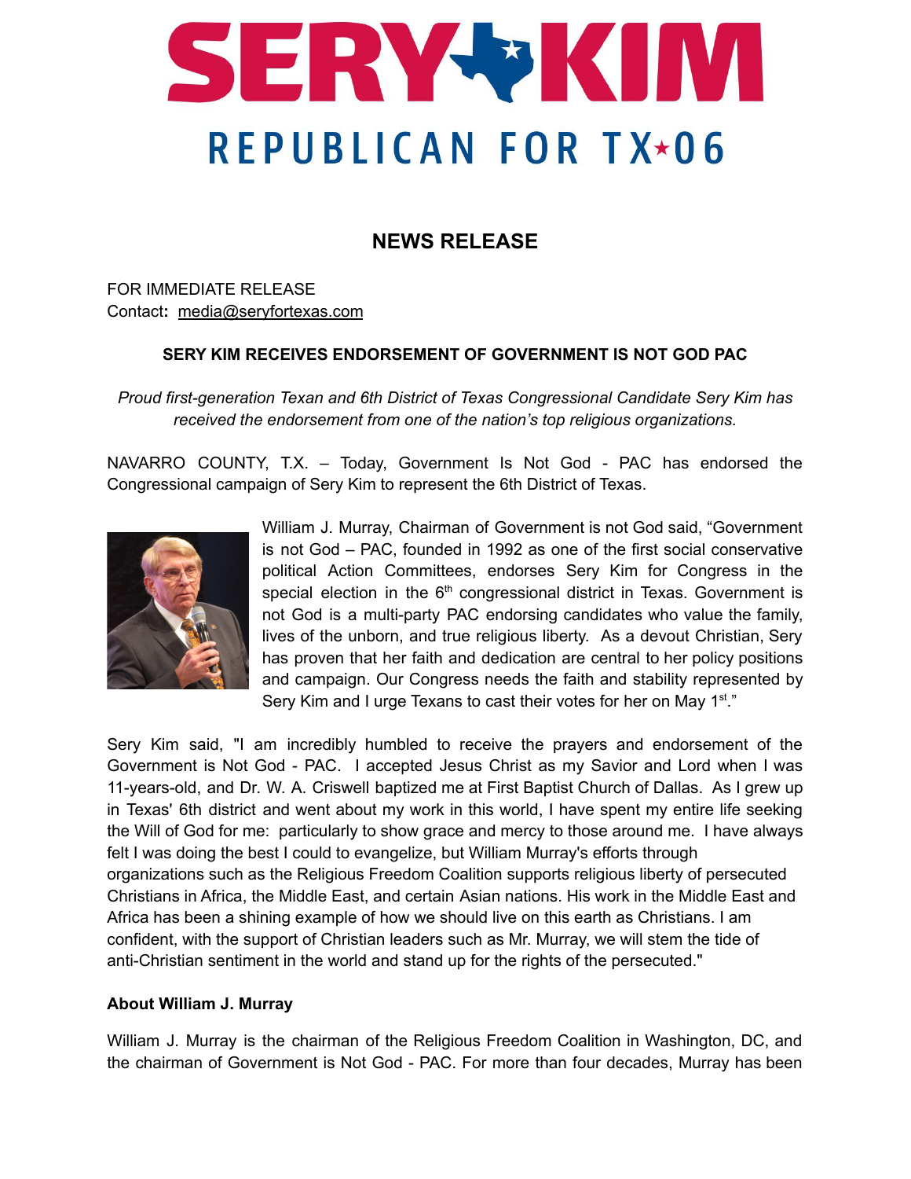# SERY KIM

## REPUBLICAN FOR TX-06

## NEWS RELEASE

FOR IMMEDIATE RELEASE
Contact**:** media@seryfortexas.com

**SERY KIM RECEIVES ENDORSEMENT OF GOVERNMENT IS NOT GOD PAC**

*Proud first-generation Texan and 6th District of Texas Congressional Candidate Sery Kim has received the endorsement from one of the nation's top religious organizations.*

NAVARRO COUNTY, T.X. – Today, Government Is Not God - PAC has endorsed the Congressional campaign of Sery Kim to represent the 6th District of Texas.

William J. Murray, Chairman of Government is not God said, "Government is not God – PAC, founded in 1992 as one of the first social conservative political Action Committees, endorses Sery Kim for Congress in the special election in the 6th congressional district in Texas. Government is not God is a multi-party PAC endorsing candidates who value the family, lives of the unborn, and true religious liberty. As a devout Christian, Sery has proven that her faith and dedication are central to her policy positions and campaign. Our Congress needs the faith and stability represented by Sery Kim and I urge Texans to cast their votes for her on May 1st."

Sery Kim said, "I am incredibly humbled to receive the prayers and endorsement of the Government is Not God - PAC. I accepted Jesus Christ as my Savior and Lord when I was 11-years-old, and Dr. W. A. Criswell baptized me at First Baptist Church of Dallas. As I grew up in Texas' 6th district and went about my work in this world, I have spent my entire life seeking the Will of God for me: particularly to show grace and mercy to those around me. I have always felt I was doing the best I could to evangelize, but William Murray's efforts through organizations such as the Religious Freedom Coalition supports religious liberty of persecuted Christians in Africa, the Middle East, and certain Asian nations. His work in the Middle East and Africa has been a shining example of how we should live on this earth as Christians. I am confident, with the support of Christian leaders such as Mr. Murray, we will stem the tide of anti-Christian sentiment in the world and stand up for the rights of the persecuted."

**About William J. Murray**

William J. Murray is the chairman of the Religious Freedom Coalition in Washington, DC, and the chairman of Government is Not God - PAC. For more than four decades, Murray has been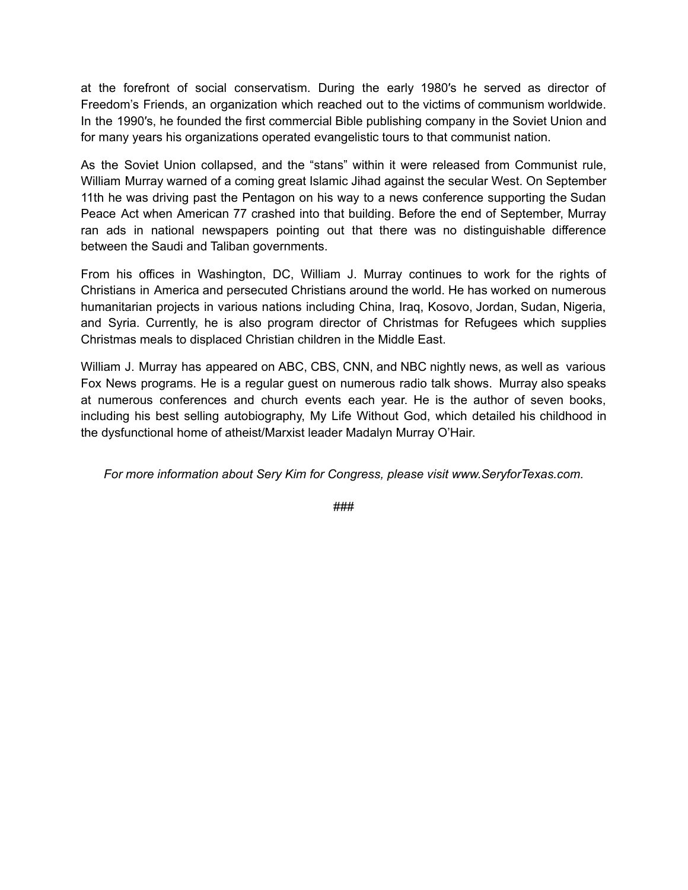at the forefront of social conservatism. During the early 1980′s he served as director of Freedom's Friends, an organization which reached out to the victims of communism worldwide. In the 1990′s, he founded the first commercial Bible publishing company in the Soviet Union and for many years his organizations operated evangelistic tours to that communist nation.

As the Soviet Union collapsed, and the "stans" within it were released from Communist rule, William Murray warned of a coming great Islamic Jihad against the secular West. On September 11th he was driving past the Pentagon on his way to a news conference supporting the Sudan Peace Act when American 77 crashed into that building. Before the end of September, Murray ran ads in national newspapers pointing out that there was no distinguishable difference between the Saudi and Taliban governments.

From his offices in Washington, DC, William J. Murray continues to work for the rights of Christians in America and persecuted Christians around the world. He has worked on numerous humanitarian projects in various nations including China, Iraq, Kosovo, Jordan, Sudan, Nigeria, and Syria. Currently, he is also program director of Christmas for Refugees which supplies Christmas meals to displaced Christian children in the Middle East.

William J. Murray has appeared on ABC, CBS, CNN, and NBC nightly news, as well as various Fox News programs. He is a regular guest on numerous radio talk shows. Murray also speaks at numerous conferences and church events each year. He is the author of seven books, including his best selling autobiography, My Life Without God, which detailed his childhood in the dysfunctional home of atheist/Marxist leader Madalyn Murray O'Hair.

*For more information about Sery Kim for Congress, please visit www.SeryforTexas.com.*

###